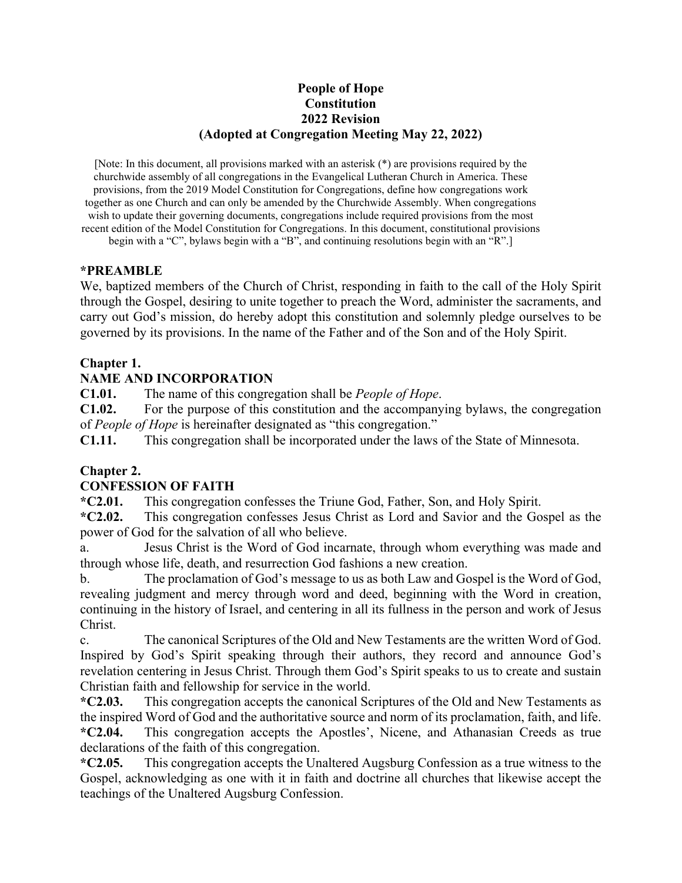# People of Hope Constitution 2022 Revision (Adopted at Congregation Meeting May 22, 2022)

[Note: In this document, all provisions marked with an asterisk (*) are provisions required by the churchwide assembly of all congregations in the Evangelical Lutheran Church in America. These provisions, from the 2019 Model Constitution for Congregations, define how congregations work together as one Church and can only be amended by the Churchwide Assembly. When congregations wish to update their governing documents, congregations include required provisions from the most recent edition of the Model Constitution for Congregations. In this document, constitutional provisions begin with a "C", bylaws begin with a "B", and continuing resolutions begin with an "R".]

## *PREAMBLE

We, baptized members of the Church of Christ, responding in faith to the call of the Holy Spirit through the Gospel, desiring to unite together to preach the Word, administer the sacraments, and carry out God's mission, do hereby adopt this constitution and solemnly pledge ourselves to be governed by its provisions. In the name of the Father and of the Son and of the Holy Spirit.

## Chapter 1.
## NAME AND INCORPORATION

**C1.01.** The name of this congregation shall be *People of Hope*.

**C1.02.** For the purpose of this constitution and the accompanying bylaws, the congregation of *People of Hope* is hereinafter designated as "this congregation."

**C1.11.** This congregation shall be incorporated under the laws of the State of Minnesota.

## Chapter 2.
## CONFESSION OF FAITH

**\*C2.01.** This congregation confesses the Triune God, Father, Son, and Holy Spirit.

**\*C2.02.** This congregation confesses Jesus Christ as Lord and Savior and the Gospel as the power of God for the salvation of all who believe.

a. Jesus Christ is the Word of God incarnate, through whom everything was made and through whose life, death, and resurrection God fashions a new creation.

b. The proclamation of God's message to us as both Law and Gospel is the Word of God, revealing judgment and mercy through word and deed, beginning with the Word in creation, continuing in the history of Israel, and centering in all its fullness in the person and work of Jesus Christ.

c. The canonical Scriptures of the Old and New Testaments are the written Word of God. Inspired by God's Spirit speaking through their authors, they record and announce God's revelation centering in Jesus Christ. Through them God's Spirit speaks to us to create and sustain Christian faith and fellowship for service in the world.

**\*C2.03.** This congregation accepts the canonical Scriptures of the Old and New Testaments as the inspired Word of God and the authoritative source and norm of its proclamation, faith, and life.

**\*C2.04.** This congregation accepts the Apostles', Nicene, and Athanasian Creeds as true declarations of the faith of this congregation.

**\*C2.05.** This congregation accepts the Unaltered Augsburg Confession as a true witness to the Gospel, acknowledging as one with it in faith and doctrine all churches that likewise accept the teachings of the Unaltered Augsburg Confession.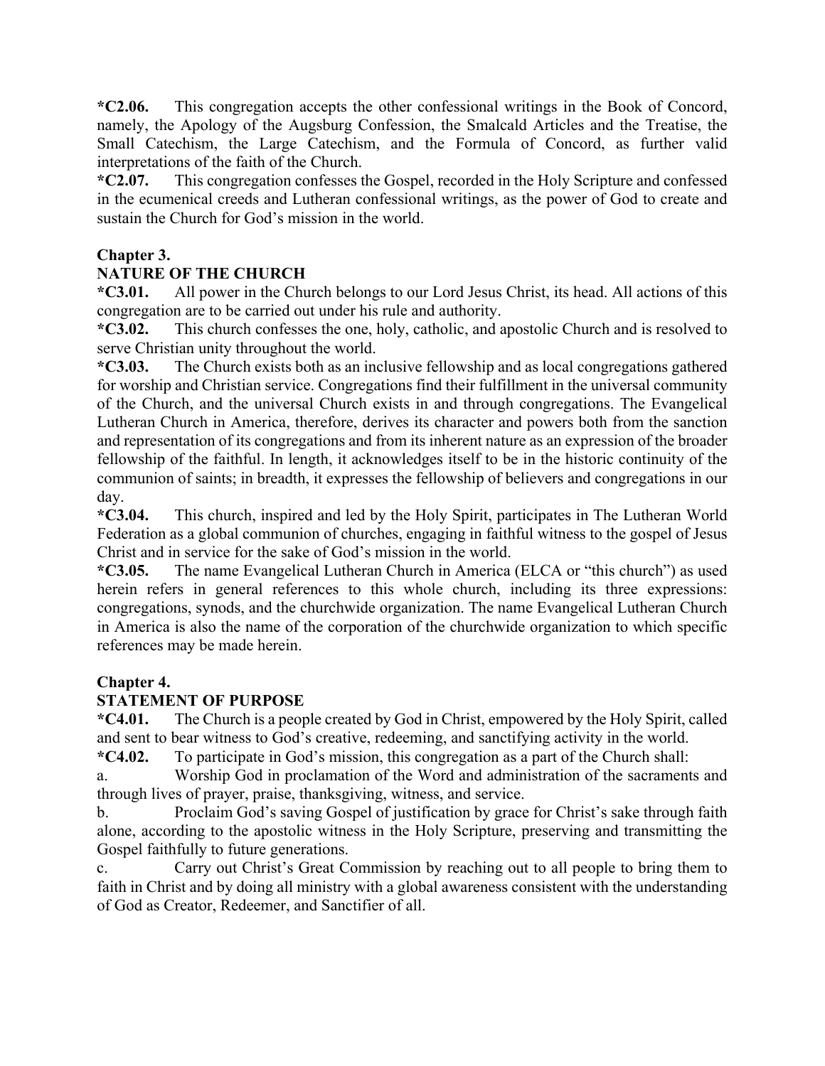**\*C2.06.** This congregation accepts the other confessional writings in the Book of Concord, namely, the Apology of the Augsburg Confession, the Smalcald Articles and the Treatise, the Small Catechism, the Large Catechism, and the Formula of Concord, as further valid interpretations of the faith of the Church.

**\*C2.07.** This congregation confesses the Gospel, recorded in the Holy Scripture and confessed in the ecumenical creeds and Lutheran confessional writings, as the power of God to create and sustain the Church for God's mission in the world.

## Chapter 3.
## NATURE OF THE CHURCH

**\*C3.01.** All power in the Church belongs to our Lord Jesus Christ, its head. All actions of this congregation are to be carried out under his rule and authority.

**\*C3.02.** This church confesses the one, holy, catholic, and apostolic Church and is resolved to serve Christian unity throughout the world.

**\*C3.03.** The Church exists both as an inclusive fellowship and as local congregations gathered for worship and Christian service. Congregations find their fulfillment in the universal community of the Church, and the universal Church exists in and through congregations. The Evangelical Lutheran Church in America, therefore, derives its character and powers both from the sanction and representation of its congregations and from its inherent nature as an expression of the broader fellowship of the faithful. In length, it acknowledges itself to be in the historic continuity of the communion of saints; in breadth, it expresses the fellowship of believers and congregations in our day.

**\*C3.04.** This church, inspired and led by the Holy Spirit, participates in The Lutheran World Federation as a global communion of churches, engaging in faithful witness to the gospel of Jesus Christ and in service for the sake of God's mission in the world.

**\*C3.05.** The name Evangelical Lutheran Church in America (ELCA or "this church") as used herein refers in general references to this whole church, including its three expressions: congregations, synods, and the churchwide organization. The name Evangelical Lutheran Church in America is also the name of the corporation of the churchwide organization to which specific references may be made herein.

## Chapter 4.
## STATEMENT OF PURPOSE

**\*C4.01.** The Church is a people created by God in Christ, empowered by the Holy Spirit, called and sent to bear witness to God's creative, redeeming, and sanctifying activity in the world.

**\*C4.02.** To participate in God's mission, this congregation as a part of the Church shall:

a. Worship God in proclamation of the Word and administration of the sacraments and through lives of prayer, praise, thanksgiving, witness, and service.

b. Proclaim God's saving Gospel of justification by grace for Christ's sake through faith alone, according to the apostolic witness in the Holy Scripture, preserving and transmitting the Gospel faithfully to future generations.

c. Carry out Christ's Great Commission by reaching out to all people to bring them to faith in Christ and by doing all ministry with a global awareness consistent with the understanding of God as Creator, Redeemer, and Sanctifier of all.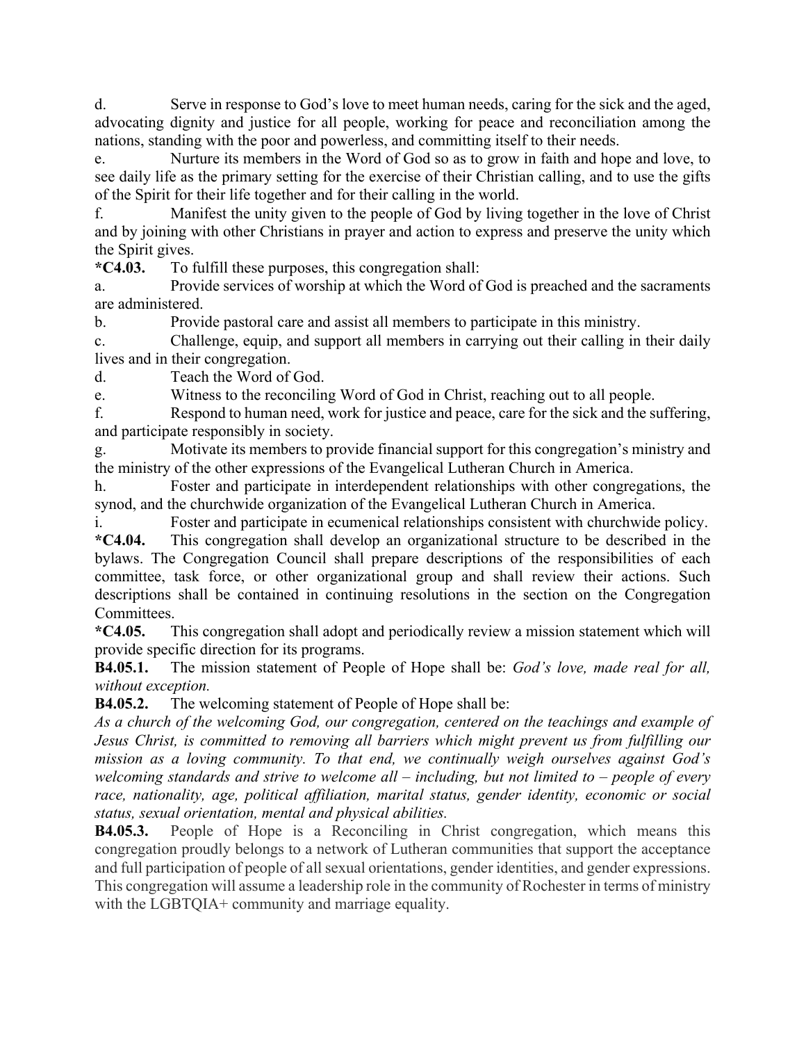d. Serve in response to God's love to meet human needs, caring for the sick and the aged, advocating dignity and justice for all people, working for peace and reconciliation among the nations, standing with the poor and powerless, and committing itself to their needs.

e. Nurture its members in the Word of God so as to grow in faith and hope and love, to see daily life as the primary setting for the exercise of their Christian calling, and to use the gifts of the Spirit for their life together and for their calling in the world.

f. Manifest the unity given to the people of God by living together in the love of Christ and by joining with other Christians in prayer and action to express and preserve the unity which the Spirit gives.

**\*C4.03.** To fulfill these purposes, this congregation shall:

a. Provide services of worship at which the Word of God is preached and the sacraments are administered.

b. Provide pastoral care and assist all members to participate in this ministry.

c. Challenge, equip, and support all members in carrying out their calling in their daily lives and in their congregation.

d. Teach the Word of God.

e. Witness to the reconciling Word of God in Christ, reaching out to all people.

f. Respond to human need, work for justice and peace, care for the sick and the suffering, and participate responsibly in society.

g. Motivate its members to provide financial support for this congregation's ministry and the ministry of the other expressions of the Evangelical Lutheran Church in America.

h. Foster and participate in interdependent relationships with other congregations, the synod, and the churchwide organization of the Evangelical Lutheran Church in America.

i. Foster and participate in ecumenical relationships consistent with churchwide policy.

**\*C4.04.** This congregation shall develop an organizational structure to be described in the bylaws. The Congregation Council shall prepare descriptions of the responsibilities of each committee, task force, or other organizational group and shall review their actions. Such descriptions shall be contained in continuing resolutions in the section on the Congregation Committees.

**\*C4.05.** This congregation shall adopt and periodically review a mission statement which will provide specific direction for its programs.

**B4.05.1.** The mission statement of People of Hope shall be: *God's love, made real for all, without exception.*

**B4.05.2.** The welcoming statement of People of Hope shall be:

*As a church of the welcoming God, our congregation, centered on the teachings and example of Jesus Christ, is committed to removing all barriers which might prevent us from fulfilling our mission as a loving community. To that end, we continually weigh ourselves against God's welcoming standards and strive to welcome all – including, but not limited to – people of every race, nationality, age, political affiliation, marital status, gender identity, economic or social status, sexual orientation, mental and physical abilities.*

**B4.05.3.** People of Hope is a Reconciling in Christ congregation, which means this congregation proudly belongs to a network of Lutheran communities that support the acceptance and full participation of people of all sexual orientations, gender identities, and gender expressions. This congregation will assume a leadership role in the community of Rochester in terms of ministry with the LGBTQIA+ community and marriage equality.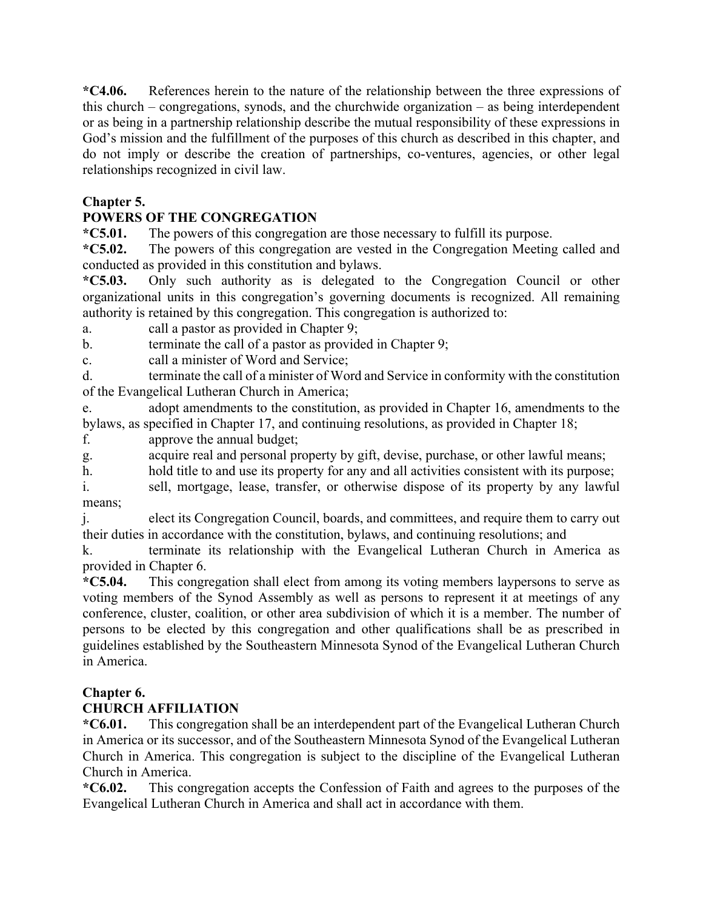**\*C4.06.** References herein to the nature of the relationship between the three expressions of this church – congregations, synods, and the churchwide organization – as being interdependent or as being in a partnership relationship describe the mutual responsibility of these expressions in God's mission and the fulfillment of the purposes of this church as described in this chapter, and do not imply or describe the creation of partnerships, co-ventures, agencies, or other legal relationships recognized in civil law.

## Chapter 5.
## POWERS OF THE CONGREGATION

**\*C5.01.** The powers of this congregation are those necessary to fulfill its purpose.

**\*C5.02.** The powers of this congregation are vested in the Congregation Meeting called and conducted as provided in this constitution and bylaws.

**\*C5.03.** Only such authority as is delegated to the Congregation Council or other organizational units in this congregation's governing documents is recognized. All remaining authority is retained by this congregation. This congregation is authorized to:

a. call a pastor as provided in Chapter 9;

b. terminate the call of a pastor as provided in Chapter 9;

c. call a minister of Word and Service;

d. terminate the call of a minister of Word and Service in conformity with the constitution of the Evangelical Lutheran Church in America;

e. adopt amendments to the constitution, as provided in Chapter 16, amendments to the bylaws, as specified in Chapter 17, and continuing resolutions, as provided in Chapter 18;

f. approve the annual budget;

g. acquire real and personal property by gift, devise, purchase, or other lawful means;

h. hold title to and use its property for any and all activities consistent with its purpose;

i. sell, mortgage, lease, transfer, or otherwise dispose of its property by any lawful means;

j. elect its Congregation Council, boards, and committees, and require them to carry out their duties in accordance with the constitution, bylaws, and continuing resolutions; and

k. terminate its relationship with the Evangelical Lutheran Church in America as provided in Chapter 6.

**\*C5.04.** This congregation shall elect from among its voting members laypersons to serve as voting members of the Synod Assembly as well as persons to represent it at meetings of any conference, cluster, coalition, or other area subdivision of which it is a member. The number of persons to be elected by this congregation and other qualifications shall be as prescribed in guidelines established by the Southeastern Minnesota Synod of the Evangelical Lutheran Church in America.

## Chapter 6.
## CHURCH AFFILIATION

**\*C6.01.** This congregation shall be an interdependent part of the Evangelical Lutheran Church in America or its successor, and of the Southeastern Minnesota Synod of the Evangelical Lutheran Church in America. This congregation is subject to the discipline of the Evangelical Lutheran Church in America.

**\*C6.02.** This congregation accepts the Confession of Faith and agrees to the purposes of the Evangelical Lutheran Church in America and shall act in accordance with them.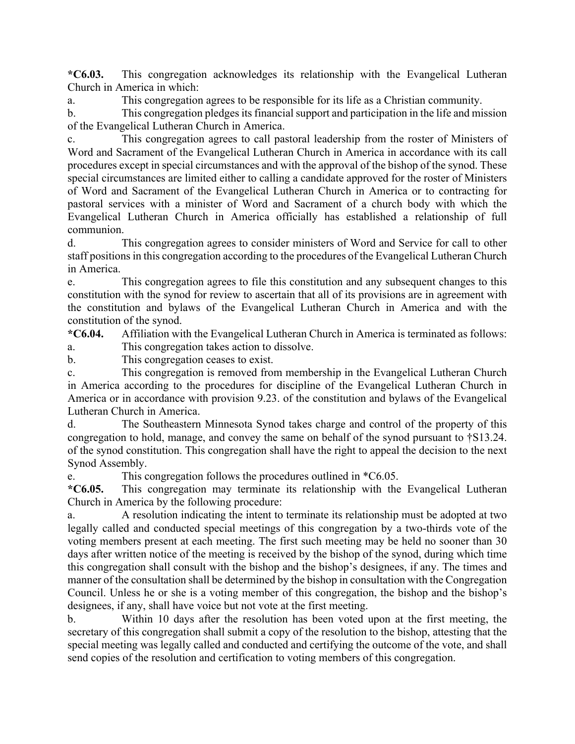**\*C6.03.** This congregation acknowledges its relationship with the Evangelical Lutheran Church in America in which:

a. This congregation agrees to be responsible for its life as a Christian community.

b. This congregation pledges its financial support and participation in the life and mission of the Evangelical Lutheran Church in America.

c. This congregation agrees to call pastoral leadership from the roster of Ministers of Word and Sacrament of the Evangelical Lutheran Church in America in accordance with its call procedures except in special circumstances and with the approval of the bishop of the synod. These special circumstances are limited either to calling a candidate approved for the roster of Ministers of Word and Sacrament of the Evangelical Lutheran Church in America or to contracting for pastoral services with a minister of Word and Sacrament of a church body with which the Evangelical Lutheran Church in America officially has established a relationship of full communion.

d. This congregation agrees to consider ministers of Word and Service for call to other staff positions in this congregation according to the procedures of the Evangelical Lutheran Church in America.

e. This congregation agrees to file this constitution and any subsequent changes to this constitution with the synod for review to ascertain that all of its provisions are in agreement with the constitution and bylaws of the Evangelical Lutheran Church in America and with the constitution of the synod.

**\*C6.04.** Affiliation with the Evangelical Lutheran Church in America is terminated as follows:

a. This congregation takes action to dissolve.

b. This congregation ceases to exist.

c. This congregation is removed from membership in the Evangelical Lutheran Church in America according to the procedures for discipline of the Evangelical Lutheran Church in America or in accordance with provision 9.23. of the constitution and bylaws of the Evangelical Lutheran Church in America.

d. The Southeastern Minnesota Synod takes charge and control of the property of this congregation to hold, manage, and convey the same on behalf of the synod pursuant to †S13.24. of the synod constitution. This congregation shall have the right to appeal the decision to the next Synod Assembly.

e. This congregation follows the procedures outlined in *C6.05.

**\*C6.05.** This congregation may terminate its relationship with the Evangelical Lutheran Church in America by the following procedure:

a. A resolution indicating the intent to terminate its relationship must be adopted at two legally called and conducted special meetings of this congregation by a two-thirds vote of the voting members present at each meeting. The first such meeting may be held no sooner than 30 days after written notice of the meeting is received by the bishop of the synod, during which time this congregation shall consult with the bishop and the bishop's designees, if any. The times and manner of the consultation shall be determined by the bishop in consultation with the Congregation Council. Unless he or she is a voting member of this congregation, the bishop and the bishop's designees, if any, shall have voice but not vote at the first meeting.

b. Within 10 days after the resolution has been voted upon at the first meeting, the secretary of this congregation shall submit a copy of the resolution to the bishop, attesting that the special meeting was legally called and conducted and certifying the outcome of the vote, and shall send copies of the resolution and certification to voting members of this congregation.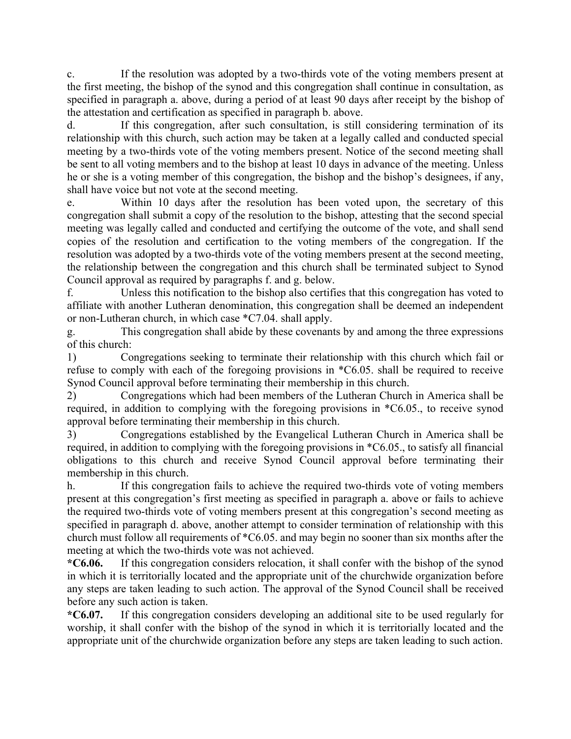c. If the resolution was adopted by a two-thirds vote of the voting members present at the first meeting, the bishop of the synod and this congregation shall continue in consultation, as specified in paragraph a. above, during a period of at least 90 days after receipt by the bishop of the attestation and certification as specified in paragraph b. above.

d. If this congregation, after such consultation, is still considering termination of its relationship with this church, such action may be taken at a legally called and conducted special meeting by a two-thirds vote of the voting members present. Notice of the second meeting shall be sent to all voting members and to the bishop at least 10 days in advance of the meeting. Unless he or she is a voting member of this congregation, the bishop and the bishop's designees, if any, shall have voice but not vote at the second meeting.

e. Within 10 days after the resolution has been voted upon, the secretary of this congregation shall submit a copy of the resolution to the bishop, attesting that the second special meeting was legally called and conducted and certifying the outcome of the vote, and shall send copies of the resolution and certification to the voting members of the congregation. If the resolution was adopted by a two-thirds vote of the voting members present at the second meeting, the relationship between the congregation and this church shall be terminated subject to Synod Council approval as required by paragraphs f. and g. below.

f. Unless this notification to the bishop also certifies that this congregation has voted to affiliate with another Lutheran denomination, this congregation shall be deemed an independent or non-Lutheran church, in which case *C7.04. shall apply.

g. This congregation shall abide by these covenants by and among the three expressions of this church:

1) Congregations seeking to terminate their relationship with this church which fail or refuse to comply with each of the foregoing provisions in *C6.05. shall be required to receive Synod Council approval before terminating their membership in this church.

2) Congregations which had been members of the Lutheran Church in America shall be required, in addition to complying with the foregoing provisions in *C6.05., to receive synod approval before terminating their membership in this church.

3) Congregations established by the Evangelical Lutheran Church in America shall be required, in addition to complying with the foregoing provisions in *C6.05., to satisfy all financial obligations to this church and receive Synod Council approval before terminating their membership in this church.

h. If this congregation fails to achieve the required two-thirds vote of voting members present at this congregation's first meeting as specified in paragraph a. above or fails to achieve the required two-thirds vote of voting members present at this congregation's second meeting as specified in paragraph d. above, another attempt to consider termination of relationship with this church must follow all requirements of *C6.05. and may begin no sooner than six months after the meeting at which the two-thirds vote was not achieved.

**\*C6.06.** If this congregation considers relocation, it shall confer with the bishop of the synod in which it is territorially located and the appropriate unit of the churchwide organization before any steps are taken leading to such action. The approval of the Synod Council shall be received before any such action is taken.

**\*C6.07.** If this congregation considers developing an additional site to be used regularly for worship, it shall confer with the bishop of the synod in which it is territorially located and the appropriate unit of the churchwide organization before any steps are taken leading to such action.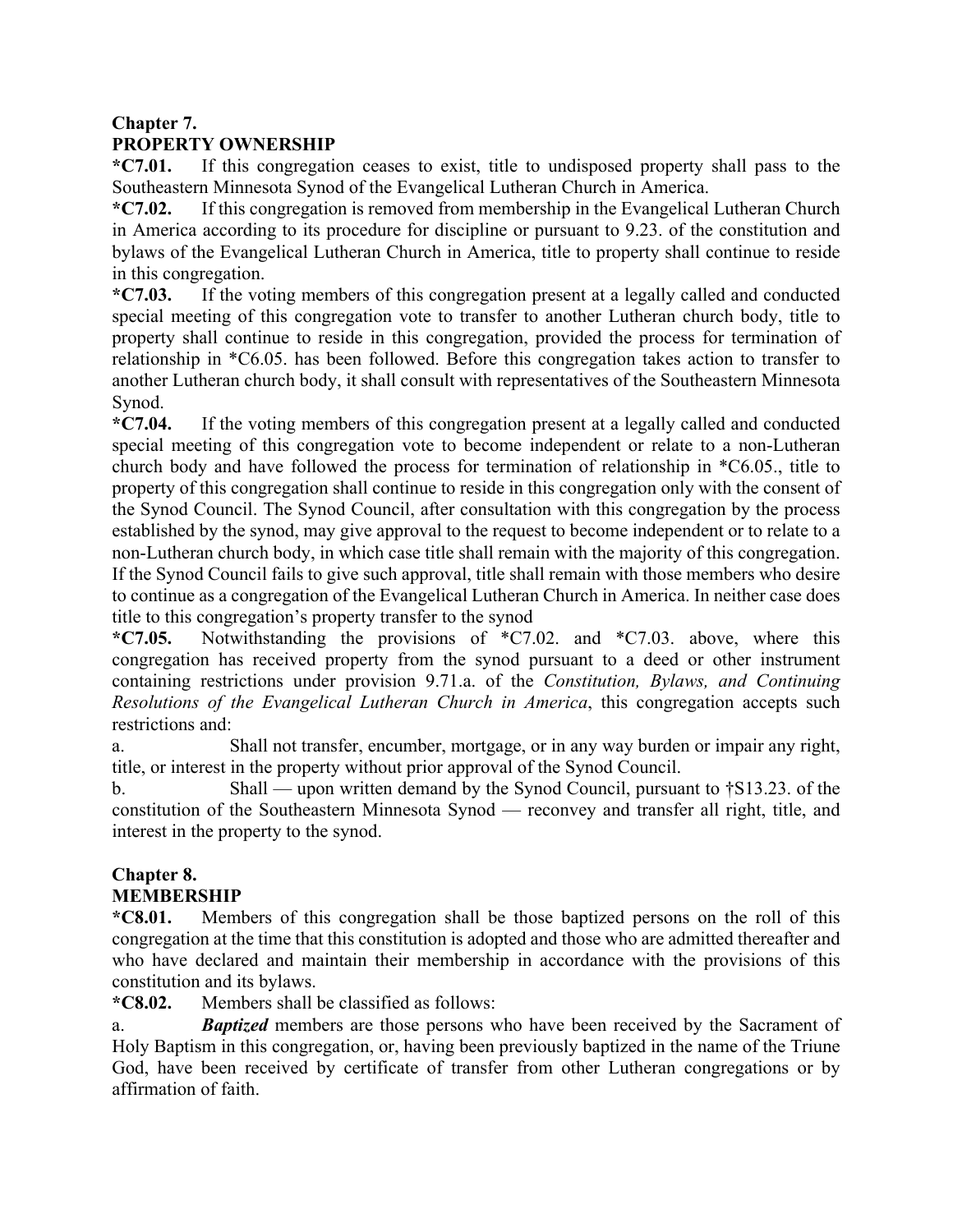**Chapter 7.**
**PROPERTY OWNERSHIP**

**\*C7.01.** If this congregation ceases to exist, title to undisposed property shall pass to the Southeastern Minnesota Synod of the Evangelical Lutheran Church in America.

**\*C7.02.** If this congregation is removed from membership in the Evangelical Lutheran Church in America according to its procedure for discipline or pursuant to 9.23. of the constitution and bylaws of the Evangelical Lutheran Church in America, title to property shall continue to reside in this congregation.

**\*C7.03.** If the voting members of this congregation present at a legally called and conducted special meeting of this congregation vote to transfer to another Lutheran church body, title to property shall continue to reside in this congregation, provided the process for termination of relationship in *C6.05. has been followed. Before this congregation takes action to transfer to another Lutheran church body, it shall consult with representatives of the Southeastern Minnesota Synod.

**\*C7.04.** If the voting members of this congregation present at a legally called and conducted special meeting of this congregation vote to become independent or relate to a non-Lutheran church body and have followed the process for termination of relationship in *C6.05., title to property of this congregation shall continue to reside in this congregation only with the consent of the Synod Council. The Synod Council, after consultation with this congregation by the process established by the synod, may give approval to the request to become independent or to relate to a non-Lutheran church body, in which case title shall remain with the majority of this congregation. If the Synod Council fails to give such approval, title shall remain with those members who desire to continue as a congregation of the Evangelical Lutheran Church in America. In neither case does title to this congregation's property transfer to the synod

**\*C7.05.** Notwithstanding the provisions of *C7.02. and *C7.03. above, where this congregation has received property from the synod pursuant to a deed or other instrument containing restrictions under provision 9.71.a. of the *Constitution, Bylaws, and Continuing Resolutions of the Evangelical Lutheran Church in America*, this congregation accepts such restrictions and:

a. Shall not transfer, encumber, mortgage, or in any way burden or impair any right, title, or interest in the property without prior approval of the Synod Council.

b. Shall — upon written demand by the Synod Council, pursuant to †S13.23. of the constitution of the Southeastern Minnesota Synod — reconvey and transfer all right, title, and interest in the property to the synod.

**Chapter 8.**
**MEMBERSHIP**

**\*C8.01.** Members of this congregation shall be those baptized persons on the roll of this congregation at the time that this constitution is adopted and those who are admitted thereafter and who have declared and maintain their membership in accordance with the provisions of this constitution and its bylaws.

**\*C8.02.** Members shall be classified as follows:

a. ***Baptized*** members are those persons who have been received by the Sacrament of Holy Baptism in this congregation, or, having been previously baptized in the name of the Triune God, have been received by certificate of transfer from other Lutheran congregations or by affirmation of faith.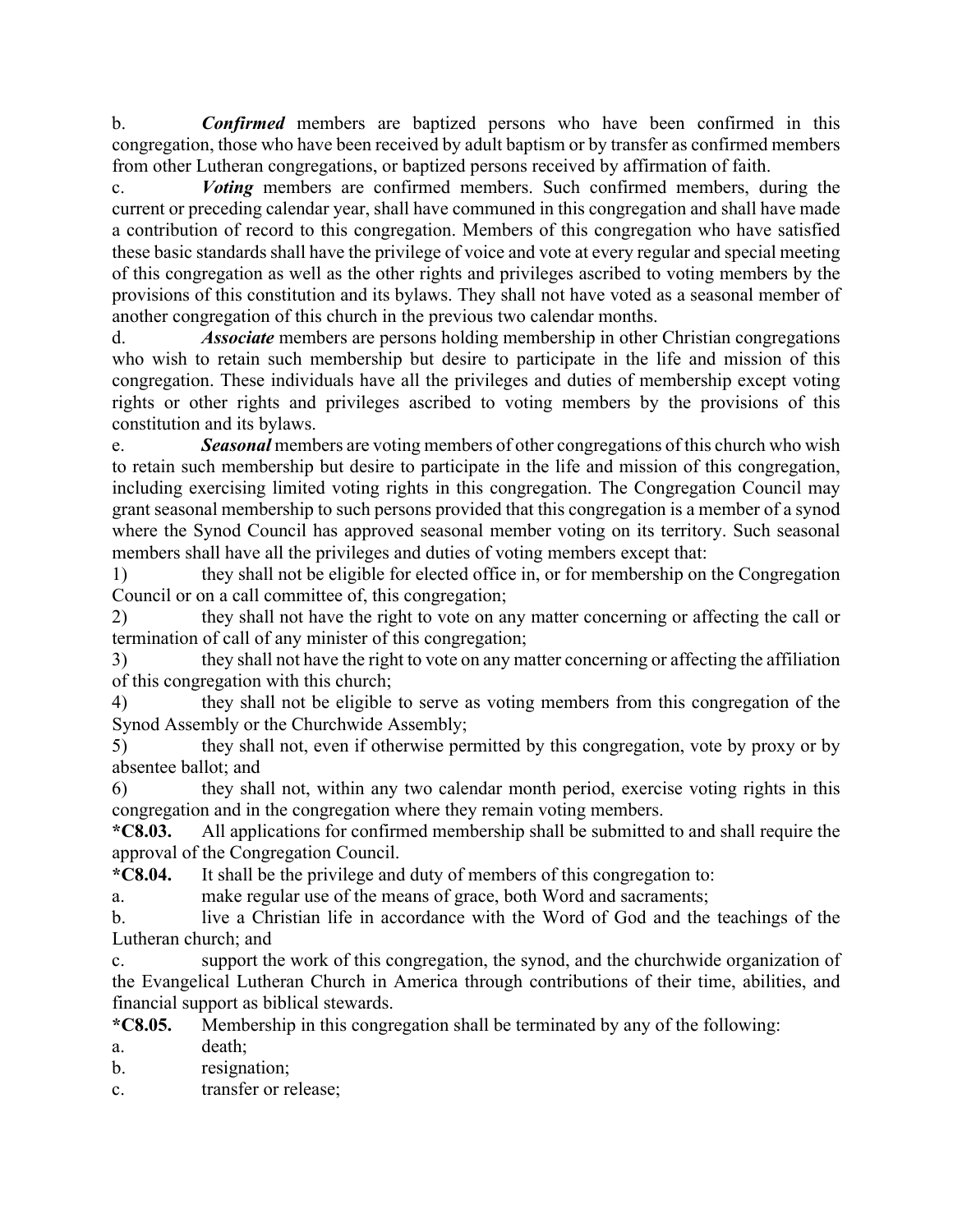b. ***Confirmed*** members are baptized persons who have been confirmed in this congregation, those who have been received by adult baptism or by transfer as confirmed members from other Lutheran congregations, or baptized persons received by affirmation of faith.

c. ***Voting*** members are confirmed members. Such confirmed members, during the current or preceding calendar year, shall have communed in this congregation and shall have made a contribution of record to this congregation. Members of this congregation who have satisfied these basic standards shall have the privilege of voice and vote at every regular and special meeting of this congregation as well as the other rights and privileges ascribed to voting members by the provisions of this constitution and its bylaws. They shall not have voted as a seasonal member of another congregation of this church in the previous two calendar months.

d. ***Associate*** members are persons holding membership in other Christian congregations who wish to retain such membership but desire to participate in the life and mission of this congregation. These individuals have all the privileges and duties of membership except voting rights or other rights and privileges ascribed to voting members by the provisions of this constitution and its bylaws.

e. ***Seasonal*** members are voting members of other congregations of this church who wish to retain such membership but desire to participate in the life and mission of this congregation, including exercising limited voting rights in this congregation. The Congregation Council may grant seasonal membership to such persons provided that this congregation is a member of a synod where the Synod Council has approved seasonal member voting on its territory. Such seasonal members shall have all the privileges and duties of voting members except that:

1) they shall not be eligible for elected office in, or for membership on the Congregation Council or on a call committee of, this congregation;

2) they shall not have the right to vote on any matter concerning or affecting the call or termination of call of any minister of this congregation;

3) they shall not have the right to vote on any matter concerning or affecting the affiliation of this congregation with this church;

4) they shall not be eligible to serve as voting members from this congregation of the Synod Assembly or the Churchwide Assembly;

5) they shall not, even if otherwise permitted by this congregation, vote by proxy or by absentee ballot; and

6) they shall not, within any two calendar month period, exercise voting rights in this congregation and in the congregation where they remain voting members.

**\*C8.03.** All applications for confirmed membership shall be submitted to and shall require the approval of the Congregation Council.

**\*C8.04.** It shall be the privilege and duty of members of this congregation to:

a. make regular use of the means of grace, both Word and sacraments;

b. live a Christian life in accordance with the Word of God and the teachings of the Lutheran church; and

c. support the work of this congregation, the synod, and the churchwide organization of the Evangelical Lutheran Church in America through contributions of their time, abilities, and financial support as biblical stewards.

**\*C8.05.** Membership in this congregation shall be terminated by any of the following:

a. death;

b. resignation;

c. transfer or release;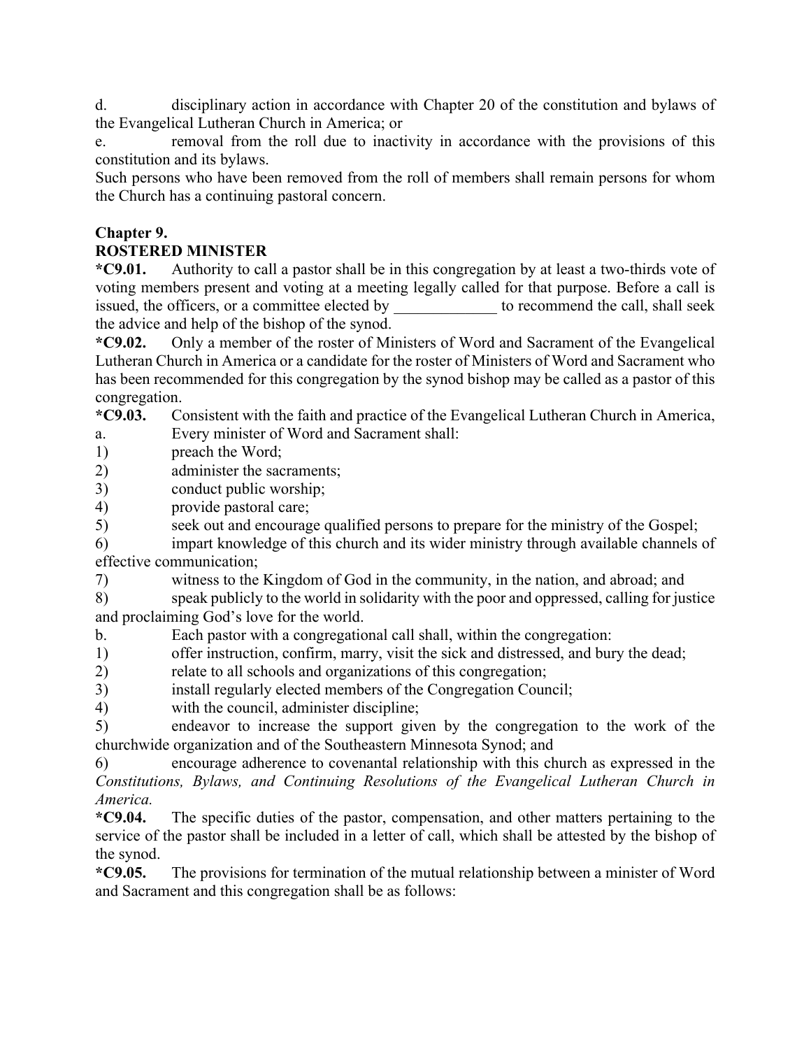d. disciplinary action in accordance with Chapter 20 of the constitution and bylaws of the Evangelical Lutheran Church in America; or

e. removal from the roll due to inactivity in accordance with the provisions of this constitution and its bylaws.

Such persons who have been removed from the roll of members shall remain persons for whom the Church has a continuing pastoral concern.

## Chapter 9.
## ROSTERED MINISTER

***C9.01.** Authority to call a pastor shall be in this congregation by at least a two-thirds vote of voting members present and voting at a meeting legally called for that purpose. Before a call is issued, the officers, or a committee elected by _____________ to recommend the call, shall seek the advice and help of the bishop of the synod.

***C9.02.** Only a member of the roster of Ministers of Word and Sacrament of the Evangelical Lutheran Church in America or a candidate for the roster of Ministers of Word and Sacrament who has been recommended for this congregation by the synod bishop may be called as a pastor of this congregation.

***C9.03.** Consistent with the faith and practice of the Evangelical Lutheran Church in America,

a. Every minister of Word and Sacrament shall:

1) preach the Word;
2) administer the sacraments;
3) conduct public worship;
4) provide pastoral care;
5) seek out and encourage qualified persons to prepare for the ministry of the Gospel;
6) impart knowledge of this church and its wider ministry through available channels of effective communication;
7) witness to the Kingdom of God in the community, in the nation, and abroad; and
8) speak publicly to the world in solidarity with the poor and oppressed, calling for justice and proclaiming God's love for the world.

b. Each pastor with a congregational call shall, within the congregation:

1) offer instruction, confirm, marry, visit the sick and distressed, and bury the dead;
2) relate to all schools and organizations of this congregation;
3) install regularly elected members of the Congregation Council;
4) with the council, administer discipline;
5) endeavor to increase the support given by the congregation to the work of the churchwide organization and of the Southeastern Minnesota Synod; and
6) encourage adherence to covenantal relationship with this church as expressed in the *Constitutions, Bylaws, and Continuing Resolutions of the Evangelical Lutheran Church in America.*

***C9.04.** The specific duties of the pastor, compensation, and other matters pertaining to the service of the pastor shall be included in a letter of call, which shall be attested by the bishop of the synod.

***C9.05.** The provisions for termination of the mutual relationship between a minister of Word and Sacrament and this congregation shall be as follows: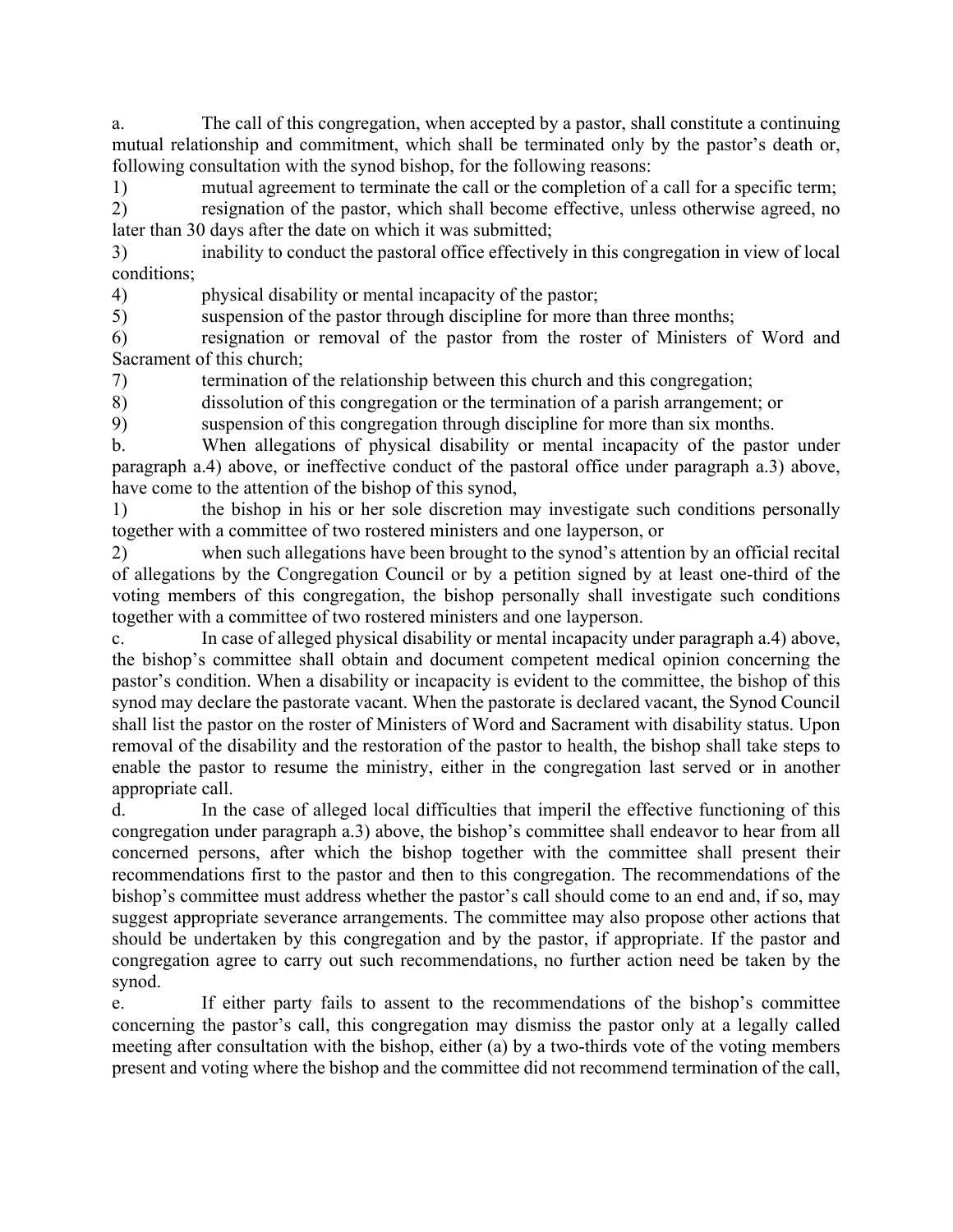a. The call of this congregation, when accepted by a pastor, shall constitute a continuing mutual relationship and commitment, which shall be terminated only by the pastor's death or, following consultation with the synod bishop, for the following reasons:

1) mutual agreement to terminate the call or the completion of a call for a specific term;

2) resignation of the pastor, which shall become effective, unless otherwise agreed, no later than 30 days after the date on which it was submitted;

3) inability to conduct the pastoral office effectively in this congregation in view of local conditions;

4) physical disability or mental incapacity of the pastor;

5) suspension of the pastor through discipline for more than three months;

6) resignation or removal of the pastor from the roster of Ministers of Word and Sacrament of this church;

7) termination of the relationship between this church and this congregation;

8) dissolution of this congregation or the termination of a parish arrangement; or

9) suspension of this congregation through discipline for more than six months.

b. When allegations of physical disability or mental incapacity of the pastor under paragraph a.4) above, or ineffective conduct of the pastoral office under paragraph a.3) above, have come to the attention of the bishop of this synod,

1) the bishop in his or her sole discretion may investigate such conditions personally together with a committee of two rostered ministers and one layperson, or

2) when such allegations have been brought to the synod's attention by an official recital of allegations by the Congregation Council or by a petition signed by at least one-third of the voting members of this congregation, the bishop personally shall investigate such conditions together with a committee of two rostered ministers and one layperson.

c. In case of alleged physical disability or mental incapacity under paragraph a.4) above, the bishop's committee shall obtain and document competent medical opinion concerning the pastor's condition. When a disability or incapacity is evident to the committee, the bishop of this synod may declare the pastorate vacant. When the pastorate is declared vacant, the Synod Council shall list the pastor on the roster of Ministers of Word and Sacrament with disability status. Upon removal of the disability and the restoration of the pastor to health, the bishop shall take steps to enable the pastor to resume the ministry, either in the congregation last served or in another appropriate call.

d. In the case of alleged local difficulties that imperil the effective functioning of this congregation under paragraph a.3) above, the bishop's committee shall endeavor to hear from all concerned persons, after which the bishop together with the committee shall present their recommendations first to the pastor and then to this congregation. The recommendations of the bishop's committee must address whether the pastor's call should come to an end and, if so, may suggest appropriate severance arrangements. The committee may also propose other actions that should be undertaken by this congregation and by the pastor, if appropriate. If the pastor and congregation agree to carry out such recommendations, no further action need be taken by the synod.

e. If either party fails to assent to the recommendations of the bishop's committee concerning the pastor's call, this congregation may dismiss the pastor only at a legally called meeting after consultation with the bishop, either (a) by a two-thirds vote of the voting members present and voting where the bishop and the committee did not recommend termination of the call,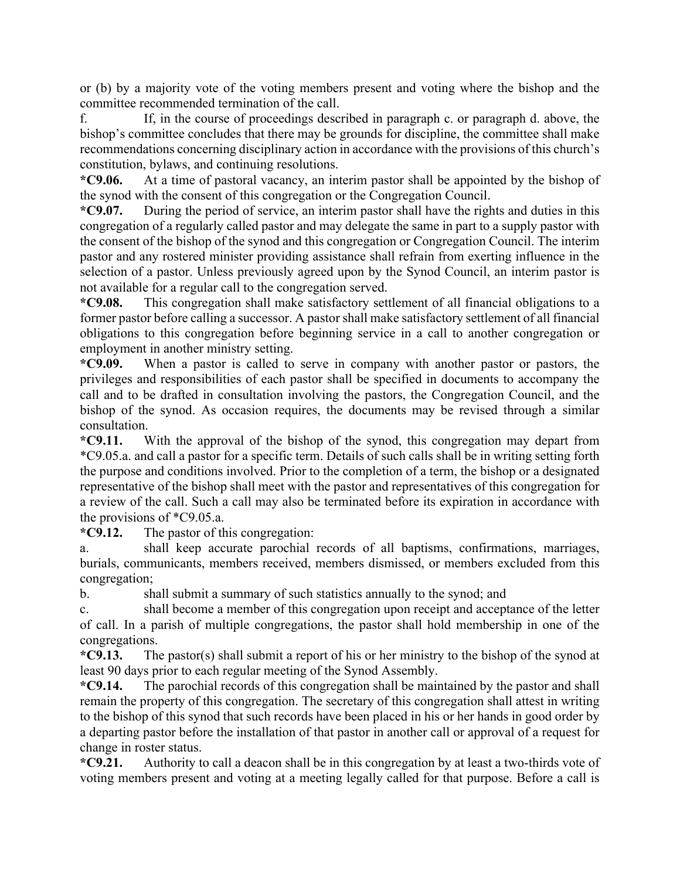or (b) by a majority vote of the voting members present and voting where the bishop and the committee recommended termination of the call.

f. If, in the course of proceedings described in paragraph c. or paragraph d. above, the bishop's committee concludes that there may be grounds for discipline, the committee shall make recommendations concerning disciplinary action in accordance with the provisions of this church's constitution, bylaws, and continuing resolutions.

**\*C9.06.** At a time of pastoral vacancy, an interim pastor shall be appointed by the bishop of the synod with the consent of this congregation or the Congregation Council.

**\*C9.07.** During the period of service, an interim pastor shall have the rights and duties in this congregation of a regularly called pastor and may delegate the same in part to a supply pastor with the consent of the bishop of the synod and this congregation or Congregation Council. The interim pastor and any rostered minister providing assistance shall refrain from exerting influence in the selection of a pastor. Unless previously agreed upon by the Synod Council, an interim pastor is not available for a regular call to the congregation served.

**\*C9.08.** This congregation shall make satisfactory settlement of all financial obligations to a former pastor before calling a successor. A pastor shall make satisfactory settlement of all financial obligations to this congregation before beginning service in a call to another congregation or employment in another ministry setting.

**\*C9.09.** When a pastor is called to serve in company with another pastor or pastors, the privileges and responsibilities of each pastor shall be specified in documents to accompany the call and to be drafted in consultation involving the pastors, the Congregation Council, and the bishop of the synod. As occasion requires, the documents may be revised through a similar consultation.

**\*C9.11.** With the approval of the bishop of the synod, this congregation may depart from \*C9.05.a. and call a pastor for a specific term. Details of such calls shall be in writing setting forth the purpose and conditions involved. Prior to the completion of a term, the bishop or a designated representative of the bishop shall meet with the pastor and representatives of this congregation for a review of the call. Such a call may also be terminated before its expiration in accordance with the provisions of \*C9.05.a.

**\*C9.12.** The pastor of this congregation:

a. shall keep accurate parochial records of all baptisms, confirmations, marriages, burials, communicants, members received, members dismissed, or members excluded from this congregation;

b. shall submit a summary of such statistics annually to the synod; and

c. shall become a member of this congregation upon receipt and acceptance of the letter of call. In a parish of multiple congregations, the pastor shall hold membership in one of the congregations.

**\*C9.13.** The pastor(s) shall submit a report of his or her ministry to the bishop of the synod at least 90 days prior to each regular meeting of the Synod Assembly.

**\*C9.14.** The parochial records of this congregation shall be maintained by the pastor and shall remain the property of this congregation. The secretary of this congregation shall attest in writing to the bishop of this synod that such records have been placed in his or her hands in good order by a departing pastor before the installation of that pastor in another call or approval of a request for change in roster status.

**\*C9.21.** Authority to call a deacon shall be in this congregation by at least a two-thirds vote of voting members present and voting at a meeting legally called for that purpose. Before a call is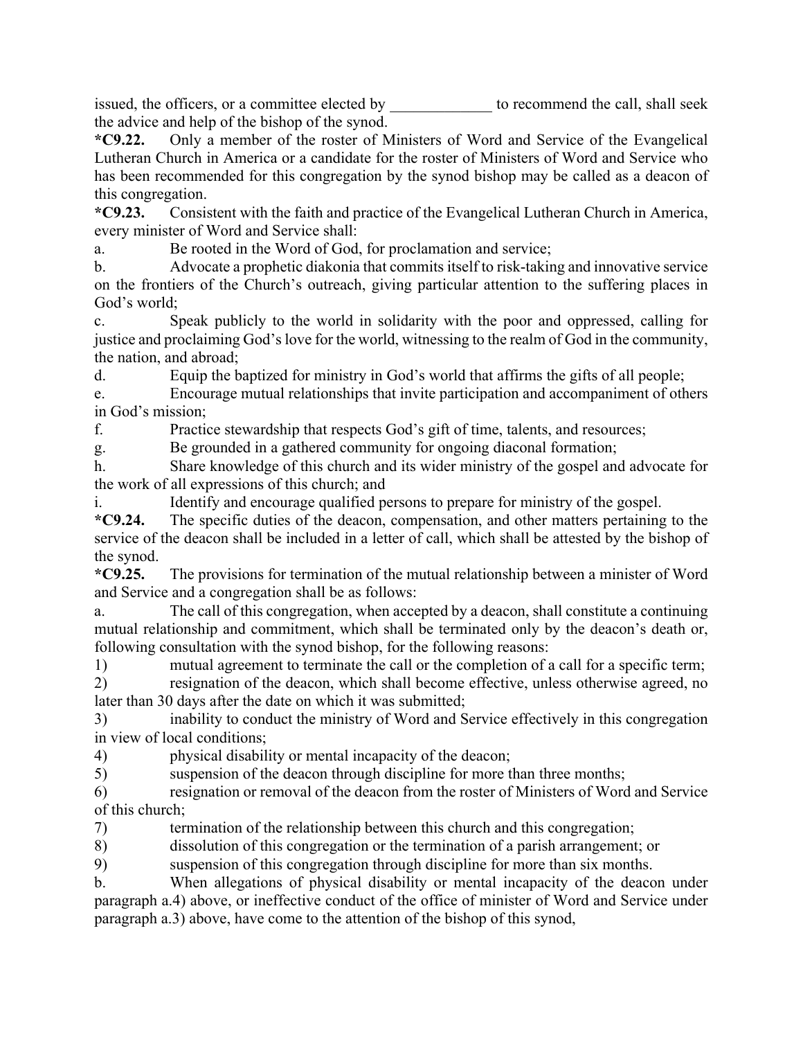issued, the officers, or a committee elected by _____________ to recommend the call, shall seek the advice and help of the bishop of the synod.

**\*C9.22.** Only a member of the roster of Ministers of Word and Service of the Evangelical Lutheran Church in America or a candidate for the roster of Ministers of Word and Service who has been recommended for this congregation by the synod bishop may be called as a deacon of this congregation.

**\*C9.23.** Consistent with the faith and practice of the Evangelical Lutheran Church in America, every minister of Word and Service shall:

a. Be rooted in the Word of God, for proclamation and service;

b. Advocate a prophetic diakonia that commits itself to risk-taking and innovative service on the frontiers of the Church's outreach, giving particular attention to the suffering places in God's world;

c. Speak publicly to the world in solidarity with the poor and oppressed, calling for justice and proclaiming God's love for the world, witnessing to the realm of God in the community, the nation, and abroad;

d. Equip the baptized for ministry in God's world that affirms the gifts of all people;

e. Encourage mutual relationships that invite participation and accompaniment of others in God's mission;

f. Practice stewardship that respects God's gift of time, talents, and resources;

g. Be grounded in a gathered community for ongoing diaconal formation;

h. Share knowledge of this church and its wider ministry of the gospel and advocate for the work of all expressions of this church; and

i. Identify and encourage qualified persons to prepare for ministry of the gospel.

**\*C9.24.** The specific duties of the deacon, compensation, and other matters pertaining to the service of the deacon shall be included in a letter of call, which shall be attested by the bishop of the synod.

**\*C9.25.** The provisions for termination of the mutual relationship between a minister of Word and Service and a congregation shall be as follows:

a. The call of this congregation, when accepted by a deacon, shall constitute a continuing mutual relationship and commitment, which shall be terminated only by the deacon's death or, following consultation with the synod bishop, for the following reasons:

1) mutual agreement to terminate the call or the completion of a call for a specific term;

2) resignation of the deacon, which shall become effective, unless otherwise agreed, no later than 30 days after the date on which it was submitted;

3) inability to conduct the ministry of Word and Service effectively in this congregation in view of local conditions;

4) physical disability or mental incapacity of the deacon;

5) suspension of the deacon through discipline for more than three months;

6) resignation or removal of the deacon from the roster of Ministers of Word and Service of this church;

7) termination of the relationship between this church and this congregation;

8) dissolution of this congregation or the termination of a parish arrangement; or

9) suspension of this congregation through discipline for more than six months.

b. When allegations of physical disability or mental incapacity of the deacon under paragraph a.4) above, or ineffective conduct of the office of minister of Word and Service under paragraph a.3) above, have come to the attention of the bishop of this synod,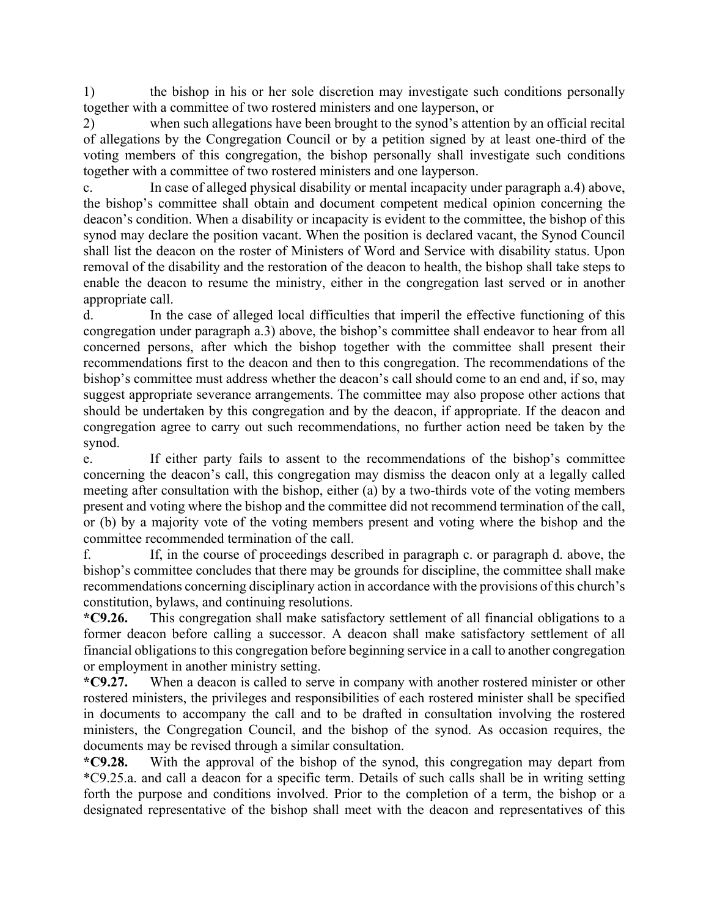1) the bishop in his or her sole discretion may investigate such conditions personally together with a committee of two rostered ministers and one layperson, or

2) when such allegations have been brought to the synod's attention by an official recital of allegations by the Congregation Council or by a petition signed by at least one-third of the voting members of this congregation, the bishop personally shall investigate such conditions together with a committee of two rostered ministers and one layperson.

c. In case of alleged physical disability or mental incapacity under paragraph a.4) above, the bishop's committee shall obtain and document competent medical opinion concerning the deacon's condition. When a disability or incapacity is evident to the committee, the bishop of this synod may declare the position vacant. When the position is declared vacant, the Synod Council shall list the deacon on the roster of Ministers of Word and Service with disability status. Upon removal of the disability and the restoration of the deacon to health, the bishop shall take steps to enable the deacon to resume the ministry, either in the congregation last served or in another appropriate call.

d. In the case of alleged local difficulties that imperil the effective functioning of this congregation under paragraph a.3) above, the bishop's committee shall endeavor to hear from all concerned persons, after which the bishop together with the committee shall present their recommendations first to the deacon and then to this congregation. The recommendations of the bishop's committee must address whether the deacon's call should come to an end and, if so, may suggest appropriate severance arrangements. The committee may also propose other actions that should be undertaken by this congregation and by the deacon, if appropriate. If the deacon and congregation agree to carry out such recommendations, no further action need be taken by the synod.

e. If either party fails to assent to the recommendations of the bishop's committee concerning the deacon's call, this congregation may dismiss the deacon only at a legally called meeting after consultation with the bishop, either (a) by a two-thirds vote of the voting members present and voting where the bishop and the committee did not recommend termination of the call, or (b) by a majority vote of the voting members present and voting where the bishop and the committee recommended termination of the call.

f. If, in the course of proceedings described in paragraph c. or paragraph d. above, the bishop's committee concludes that there may be grounds for discipline, the committee shall make recommendations concerning disciplinary action in accordance with the provisions of this church's constitution, bylaws, and continuing resolutions.

**\*C9.26.** This congregation shall make satisfactory settlement of all financial obligations to a former deacon before calling a successor. A deacon shall make satisfactory settlement of all financial obligations to this congregation before beginning service in a call to another congregation or employment in another ministry setting.

**\*C9.27.** When a deacon is called to serve in company with another rostered minister or other rostered ministers, the privileges and responsibilities of each rostered minister shall be specified in documents to accompany the call and to be drafted in consultation involving the rostered ministers, the Congregation Council, and the bishop of the synod. As occasion requires, the documents may be revised through a similar consultation.

**\*C9.28.** With the approval of the bishop of the synod, this congregation may depart from *C9.25.a. and call a deacon for a specific term. Details of such calls shall be in writing setting forth the purpose and conditions involved. Prior to the completion of a term, the bishop or a designated representative of the bishop shall meet with the deacon and representatives of this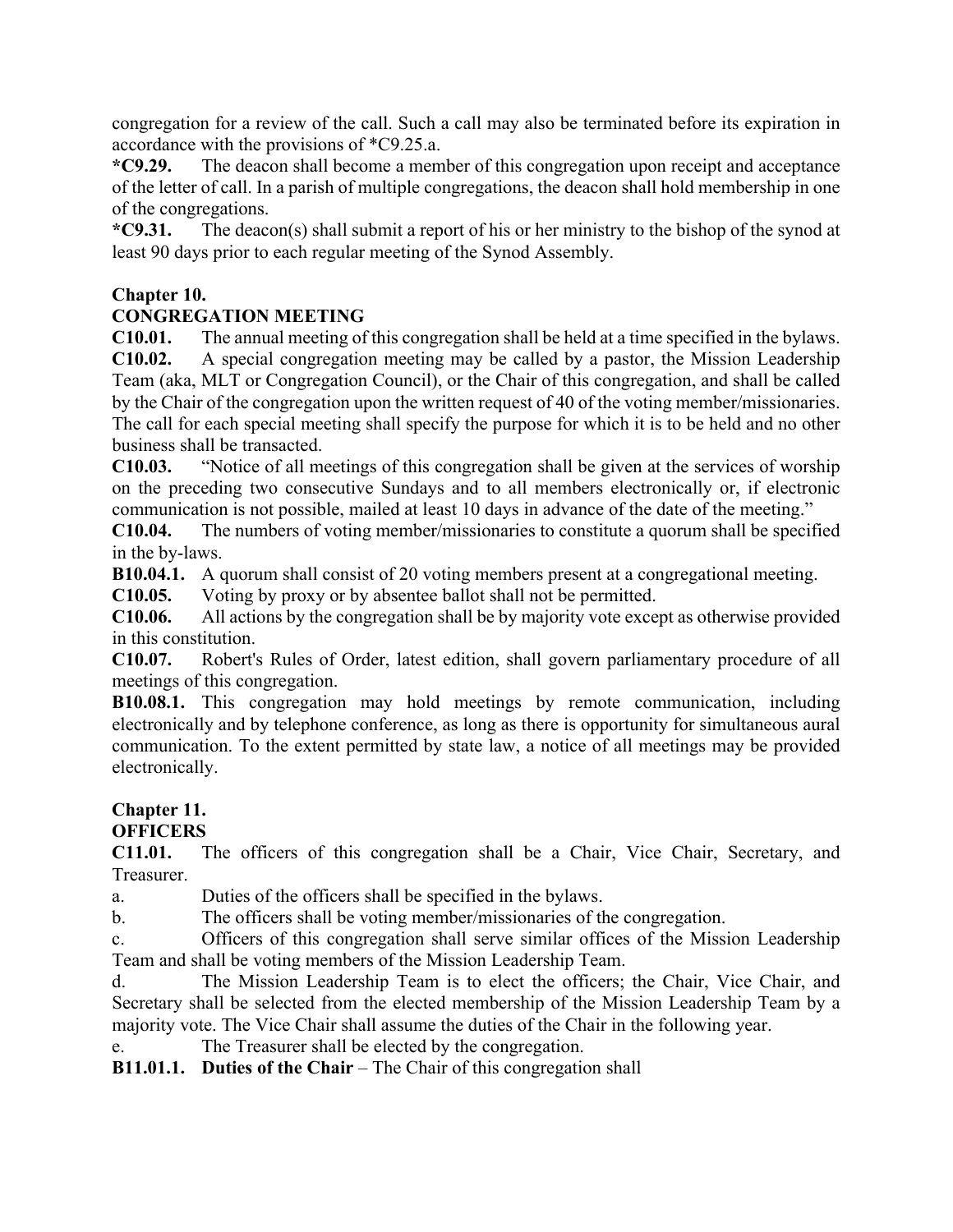congregation for a review of the call. Such a call may also be terminated before its expiration in accordance with the provisions of *C9.25.a.

**\*C9.29.** The deacon shall become a member of this congregation upon receipt and acceptance of the letter of call. In a parish of multiple congregations, the deacon shall hold membership in one of the congregations.

**\*C9.31.** The deacon(s) shall submit a report of his or her ministry to the bishop of the synod at least 90 days prior to each regular meeting of the Synod Assembly.

## Chapter 10.
## CONGREGATION MEETING

**C10.01.** The annual meeting of this congregation shall be held at a time specified in the bylaws.

**C10.02.** A special congregation meeting may be called by a pastor, the Mission Leadership Team (aka, MLT or Congregation Council), or the Chair of this congregation, and shall be called by the Chair of the congregation upon the written request of 40 of the voting member/missionaries. The call for each special meeting shall specify the purpose for which it is to be held and no other business shall be transacted.

**C10.03.** "Notice of all meetings of this congregation shall be given at the services of worship on the preceding two consecutive Sundays and to all members electronically or, if electronic communication is not possible, mailed at least 10 days in advance of the date of the meeting."

**C10.04.** The numbers of voting member/missionaries to constitute a quorum shall be specified in the by-laws.

**B10.04.1.** A quorum shall consist of 20 voting members present at a congregational meeting.

**C10.05.** Voting by proxy or by absentee ballot shall not be permitted.

**C10.06.** All actions by the congregation shall be by majority vote except as otherwise provided in this constitution.

**C10.07.** Robert's Rules of Order, latest edition, shall govern parliamentary procedure of all meetings of this congregation.

**B10.08.1.** This congregation may hold meetings by remote communication, including electronically and by telephone conference, as long as there is opportunity for simultaneous aural communication. To the extent permitted by state law, a notice of all meetings may be provided electronically.

## Chapter 11.
## OFFICERS

**C11.01.** The officers of this congregation shall be a Chair, Vice Chair, Secretary, and Treasurer.

a. Duties of the officers shall be specified in the bylaws.

b. The officers shall be voting member/missionaries of the congregation.

c. Officers of this congregation shall serve similar offices of the Mission Leadership Team and shall be voting members of the Mission Leadership Team.

d. The Mission Leadership Team is to elect the officers; the Chair, Vice Chair, and Secretary shall be selected from the elected membership of the Mission Leadership Team by a majority vote. The Vice Chair shall assume the duties of the Chair in the following year.

e. The Treasurer shall be elected by the congregation.

**B11.01.1.** **Duties of the Chair** – The Chair of this congregation shall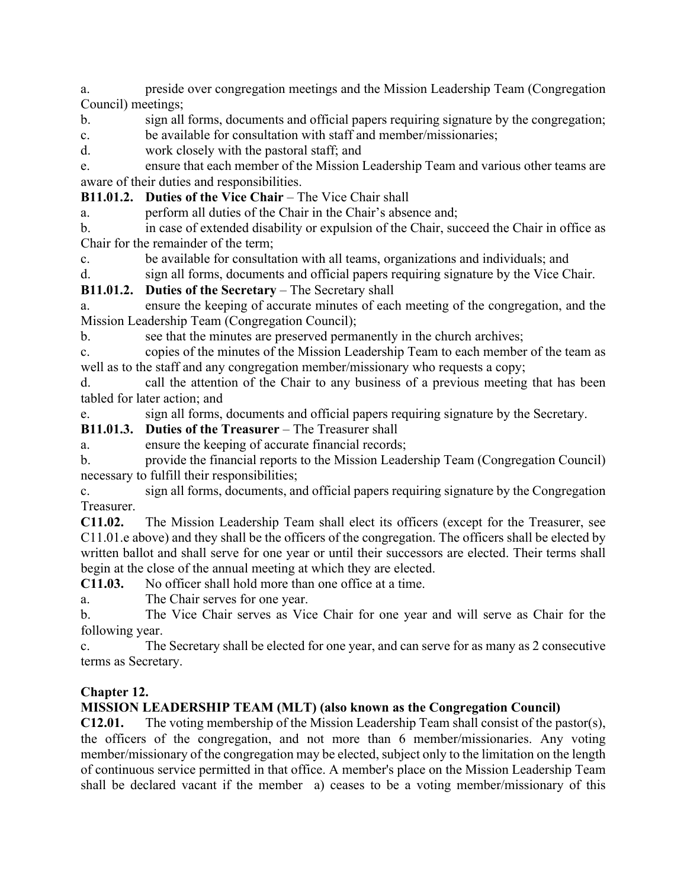a. preside over congregation meetings and the Mission Leadership Team (Congregation Council) meetings;

b. sign all forms, documents and official papers requiring signature by the congregation;

c. be available for consultation with staff and member/missionaries;

d. work closely with the pastoral staff; and

e. ensure that each member of the Mission Leadership Team and various other teams are aware of their duties and responsibilities.

**B11.01.2. Duties of the Vice Chair** – The Vice Chair shall

a. perform all duties of the Chair in the Chair's absence and;

b. in case of extended disability or expulsion of the Chair, succeed the Chair in office as Chair for the remainder of the term;

c. be available for consultation with all teams, organizations and individuals; and

d. sign all forms, documents and official papers requiring signature by the Vice Chair.

**B11.01.2. Duties of the Secretary** – The Secretary shall

a. ensure the keeping of accurate minutes of each meeting of the congregation, and the Mission Leadership Team (Congregation Council);

b. see that the minutes are preserved permanently in the church archives;

c. copies of the minutes of the Mission Leadership Team to each member of the team as well as to the staff and any congregation member/missionary who requests a copy;

d. call the attention of the Chair to any business of a previous meeting that has been tabled for later action; and

e. sign all forms, documents and official papers requiring signature by the Secretary.

**B11.01.3. Duties of the Treasurer** – The Treasurer shall

a. ensure the keeping of accurate financial records;

b. provide the financial reports to the Mission Leadership Team (Congregation Council) necessary to fulfill their responsibilities;

c. sign all forms, documents, and official papers requiring signature by the Congregation Treasurer.

**C11.02.** The Mission Leadership Team shall elect its officers (except for the Treasurer, see C11.01.e above) and they shall be the officers of the congregation. The officers shall be elected by written ballot and shall serve for one year or until their successors are elected. Their terms shall begin at the close of the annual meeting at which they are elected.

**C11.03.** No officer shall hold more than one office at a time.

a. The Chair serves for one year.

b. The Vice Chair serves as Vice Chair for one year and will serve as Chair for the following year.

c. The Secretary shall be elected for one year, and can serve for as many as 2 consecutive terms as Secretary.

## Chapter 12.

## MISSION LEADERSHIP TEAM (MLT) (also known as the Congregation Council)

**C12.01.** The voting membership of the Mission Leadership Team shall consist of the pastor(s), the officers of the congregation, and not more than 6 member/missionaries. Any voting member/missionary of the congregation may be elected, subject only to the limitation on the length of continuous service permitted in that office. A member's place on the Mission Leadership Team shall be declared vacant if the member a) ceases to be a voting member/missionary of this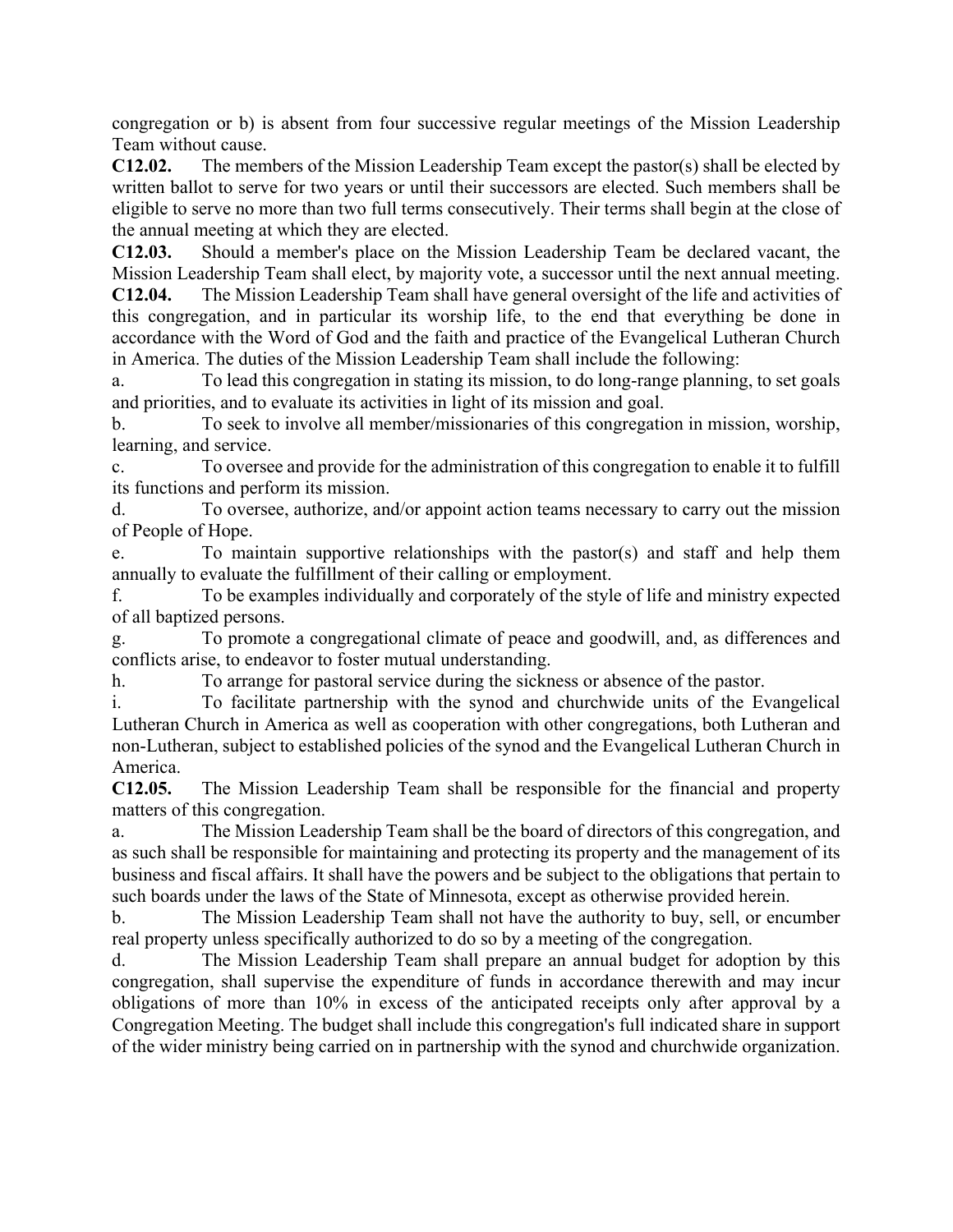congregation or b) is absent from four successive regular meetings of the Mission Leadership Team without cause.

**C12.02.** The members of the Mission Leadership Team except the pastor(s) shall be elected by written ballot to serve for two years or until their successors are elected. Such members shall be eligible to serve no more than two full terms consecutively. Their terms shall begin at the close of the annual meeting at which they are elected.

**C12.03.** Should a member's place on the Mission Leadership Team be declared vacant, the Mission Leadership Team shall elect, by majority vote, a successor until the next annual meeting.

**C12.04.** The Mission Leadership Team shall have general oversight of the life and activities of this congregation, and in particular its worship life, to the end that everything be done in accordance with the Word of God and the faith and practice of the Evangelical Lutheran Church in America. The duties of the Mission Leadership Team shall include the following:

a. To lead this congregation in stating its mission, to do long-range planning, to set goals and priorities, and to evaluate its activities in light of its mission and goal.

b. To seek to involve all member/missionaries of this congregation in mission, worship, learning, and service.

c. To oversee and provide for the administration of this congregation to enable it to fulfill its functions and perform its mission.

d. To oversee, authorize, and/or appoint action teams necessary to carry out the mission of People of Hope.

e. To maintain supportive relationships with the pastor(s) and staff and help them annually to evaluate the fulfillment of their calling or employment.

f. To be examples individually and corporately of the style of life and ministry expected of all baptized persons.

g. To promote a congregational climate of peace and goodwill, and, as differences and conflicts arise, to endeavor to foster mutual understanding.

h. To arrange for pastoral service during the sickness or absence of the pastor.

i. To facilitate partnership with the synod and churchwide units of the Evangelical Lutheran Church in America as well as cooperation with other congregations, both Lutheran and non-Lutheran, subject to established policies of the synod and the Evangelical Lutheran Church in America.

**C12.05.** The Mission Leadership Team shall be responsible for the financial and property matters of this congregation.

a. The Mission Leadership Team shall be the board of directors of this congregation, and as such shall be responsible for maintaining and protecting its property and the management of its business and fiscal affairs. It shall have the powers and be subject to the obligations that pertain to such boards under the laws of the State of Minnesota, except as otherwise provided herein.

b. The Mission Leadership Team shall not have the authority to buy, sell, or encumber real property unless specifically authorized to do so by a meeting of the congregation.

d. The Mission Leadership Team shall prepare an annual budget for adoption by this congregation, shall supervise the expenditure of funds in accordance therewith and may incur obligations of more than 10% in excess of the anticipated receipts only after approval by a Congregation Meeting. The budget shall include this congregation's full indicated share in support of the wider ministry being carried on in partnership with the synod and churchwide organization.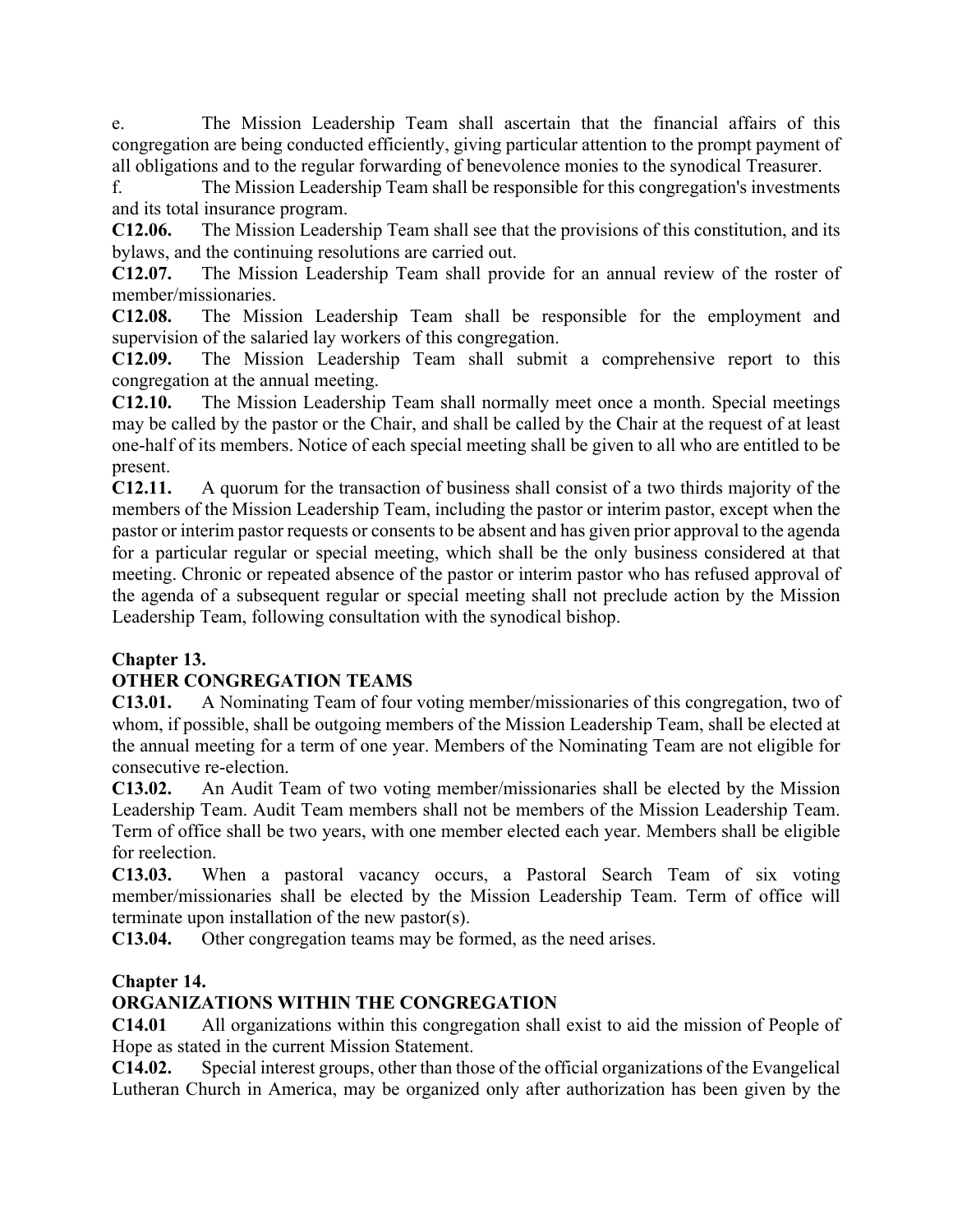e. The Mission Leadership Team shall ascertain that the financial affairs of this congregation are being conducted efficiently, giving particular attention to the prompt payment of all obligations and to the regular forwarding of benevolence monies to the synodical Treasurer.

f. The Mission Leadership Team shall be responsible for this congregation's investments and its total insurance program.

**C12.06.** The Mission Leadership Team shall see that the provisions of this constitution, and its bylaws, and the continuing resolutions are carried out.

**C12.07.** The Mission Leadership Team shall provide for an annual review of the roster of member/missionaries.

**C12.08.** The Mission Leadership Team shall be responsible for the employment and supervision of the salaried lay workers of this congregation.

**C12.09.** The Mission Leadership Team shall submit a comprehensive report to this congregation at the annual meeting.

**C12.10.** The Mission Leadership Team shall normally meet once a month. Special meetings may be called by the pastor or the Chair, and shall be called by the Chair at the request of at least one-half of its members. Notice of each special meeting shall be given to all who are entitled to be present.

**C12.11.** A quorum for the transaction of business shall consist of a two thirds majority of the members of the Mission Leadership Team, including the pastor or interim pastor, except when the pastor or interim pastor requests or consents to be absent and has given prior approval to the agenda for a particular regular or special meeting, which shall be the only business considered at that meeting. Chronic or repeated absence of the pastor or interim pastor who has refused approval of the agenda of a subsequent regular or special meeting shall not preclude action by the Mission Leadership Team, following consultation with the synodical bishop.

## Chapter 13.

## OTHER CONGREGATION TEAMS

**C13.01.** A Nominating Team of four voting member/missionaries of this congregation, two of whom, if possible, shall be outgoing members of the Mission Leadership Team, shall be elected at the annual meeting for a term of one year. Members of the Nominating Team are not eligible for consecutive re-election.

**C13.02.** An Audit Team of two voting member/missionaries shall be elected by the Mission Leadership Team. Audit Team members shall not be members of the Mission Leadership Team. Term of office shall be two years, with one member elected each year. Members shall be eligible for reelection.

**C13.03.** When a pastoral vacancy occurs, a Pastoral Search Team of six voting member/missionaries shall be elected by the Mission Leadership Team. Term of office will terminate upon installation of the new pastor(s).

**C13.04.** Other congregation teams may be formed, as the need arises.

## Chapter 14.

## ORGANIZATIONS WITHIN THE CONGREGATION

**C14.01** All organizations within this congregation shall exist to aid the mission of People of Hope as stated in the current Mission Statement.

**C14.02.** Special interest groups, other than those of the official organizations of the Evangelical Lutheran Church in America, may be organized only after authorization has been given by the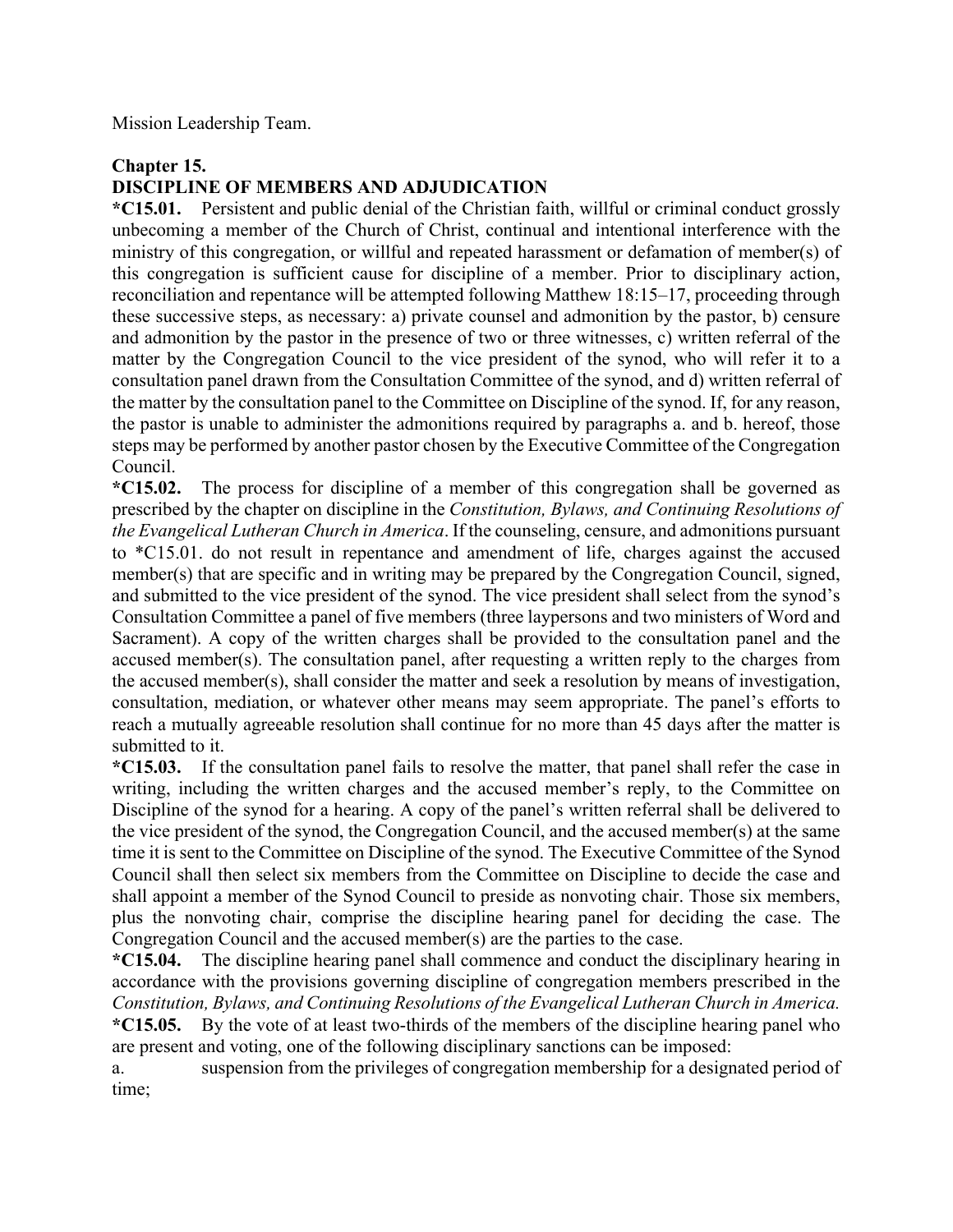Mission Leadership Team.

## Chapter 15.
## DISCIPLINE OF MEMBERS AND ADJUDICATION

**\*C15.01.** Persistent and public denial of the Christian faith, willful or criminal conduct grossly unbecoming a member of the Church of Christ, continual and intentional interference with the ministry of this congregation, or willful and repeated harassment or defamation of member(s) of this congregation is sufficient cause for discipline of a member. Prior to disciplinary action, reconciliation and repentance will be attempted following Matthew 18:15–17, proceeding through these successive steps, as necessary: a) private counsel and admonition by the pastor, b) censure and admonition by the pastor in the presence of two or three witnesses, c) written referral of the matter by the Congregation Council to the vice president of the synod, who will refer it to a consultation panel drawn from the Consultation Committee of the synod, and d) written referral of the matter by the consultation panel to the Committee on Discipline of the synod. If, for any reason, the pastor is unable to administer the admonitions required by paragraphs a. and b. hereof, those steps may be performed by another pastor chosen by the Executive Committee of the Congregation Council.

**\*C15.02.** The process for discipline of a member of this congregation shall be governed as prescribed by the chapter on discipline in the *Constitution, Bylaws, and Continuing Resolutions of the Evangelical Lutheran Church in America*. If the counseling, censure, and admonitions pursuant to \*C15.01. do not result in repentance and amendment of life, charges against the accused member(s) that are specific and in writing may be prepared by the Congregation Council, signed, and submitted to the vice president of the synod. The vice president shall select from the synod's Consultation Committee a panel of five members (three laypersons and two ministers of Word and Sacrament). A copy of the written charges shall be provided to the consultation panel and the accused member(s). The consultation panel, after requesting a written reply to the charges from the accused member(s), shall consider the matter and seek a resolution by means of investigation, consultation, mediation, or whatever other means may seem appropriate. The panel's efforts to reach a mutually agreeable resolution shall continue for no more than 45 days after the matter is submitted to it.

**\*C15.03.** If the consultation panel fails to resolve the matter, that panel shall refer the case in writing, including the written charges and the accused member's reply, to the Committee on Discipline of the synod for a hearing. A copy of the panel's written referral shall be delivered to the vice president of the synod, the Congregation Council, and the accused member(s) at the same time it is sent to the Committee on Discipline of the synod. The Executive Committee of the Synod Council shall then select six members from the Committee on Discipline to decide the case and shall appoint a member of the Synod Council to preside as nonvoting chair. Those six members, plus the nonvoting chair, comprise the discipline hearing panel for deciding the case. The Congregation Council and the accused member(s) are the parties to the case.

**\*C15.04.** The discipline hearing panel shall commence and conduct the disciplinary hearing in accordance with the provisions governing discipline of congregation members prescribed in the *Constitution, Bylaws, and Continuing Resolutions of the Evangelical Lutheran Church in America.*

**\*C15.05.** By the vote of at least two-thirds of the members of the discipline hearing panel who are present and voting, one of the following disciplinary sanctions can be imposed:

a. suspension from the privileges of congregation membership for a designated period of time;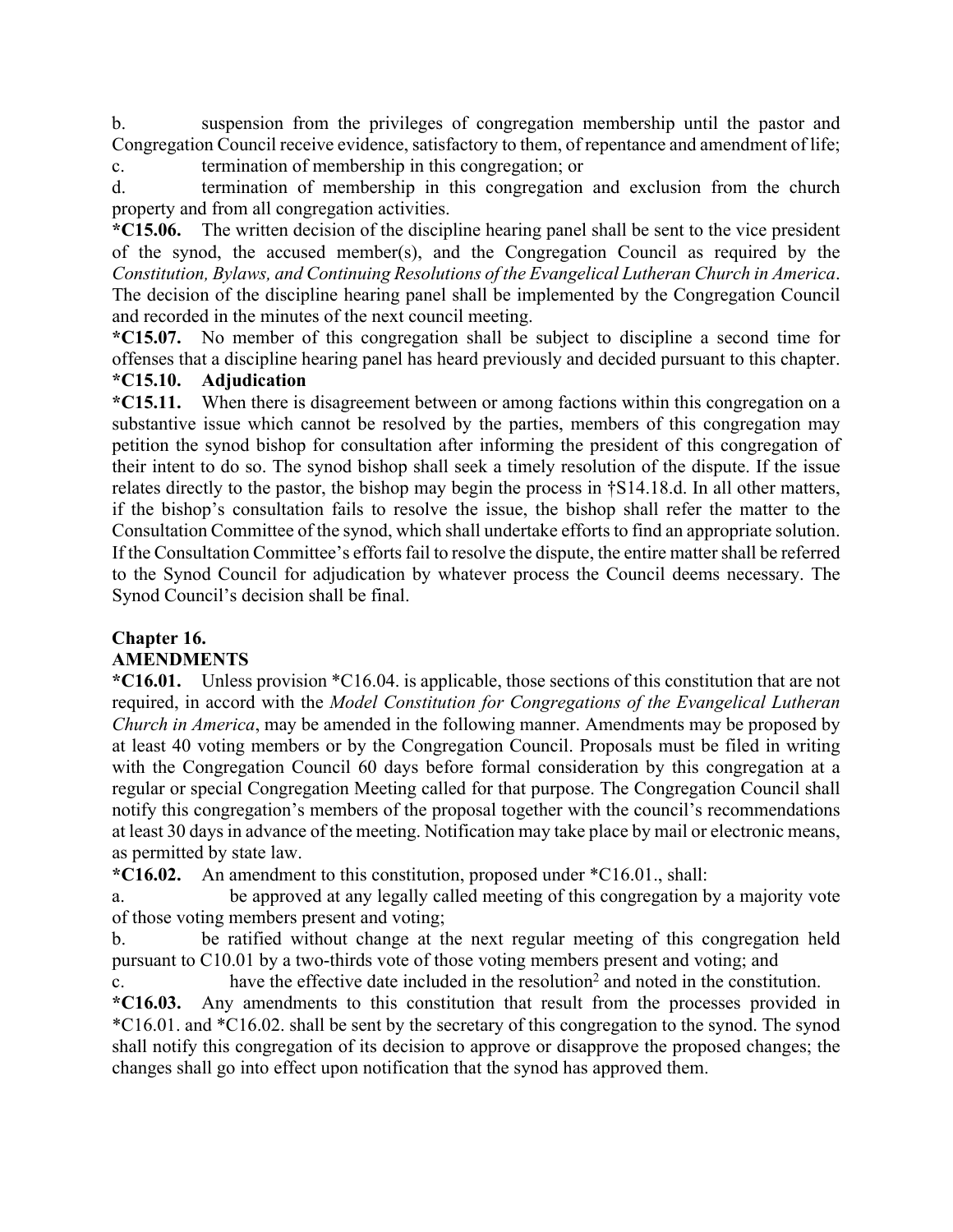b. suspension from the privileges of congregation membership until the pastor and Congregation Council receive evidence, satisfactory to them, of repentance and amendment of life;

c. termination of membership in this congregation; or

d. termination of membership in this congregation and exclusion from the church property and from all congregation activities.

**\*C15.06.** The written decision of the discipline hearing panel shall be sent to the vice president of the synod, the accused member(s), and the Congregation Council as required by the *Constitution, Bylaws, and Continuing Resolutions of the Evangelical Lutheran Church in America*. The decision of the discipline hearing panel shall be implemented by the Congregation Council and recorded in the minutes of the next council meeting.

**\*C15.07.** No member of this congregation shall be subject to discipline a second time for offenses that a discipline hearing panel has heard previously and decided pursuant to this chapter.

**\*C15.10. Adjudication**

**\*C15.11.** When there is disagreement between or among factions within this congregation on a substantive issue which cannot be resolved by the parties, members of this congregation may petition the synod bishop for consultation after informing the president of this congregation of their intent to do so. The synod bishop shall seek a timely resolution of the dispute. If the issue relates directly to the pastor, the bishop may begin the process in †S14.18.d. In all other matters, if the bishop's consultation fails to resolve the issue, the bishop shall refer the matter to the Consultation Committee of the synod, which shall undertake efforts to find an appropriate solution. If the Consultation Committee's efforts fail to resolve the dispute, the entire matter shall be referred to the Synod Council for adjudication by whatever process the Council deems necessary. The Synod Council's decision shall be final.

## Chapter 16.
## AMENDMENTS

**\*C16.01.** Unless provision \*C16.04. is applicable, those sections of this constitution that are not required, in accord with the *Model Constitution for Congregations of the Evangelical Lutheran Church in America*, may be amended in the following manner. Amendments may be proposed by at least 40 voting members or by the Congregation Council. Proposals must be filed in writing with the Congregation Council 60 days before formal consideration by this congregation at a regular or special Congregation Meeting called for that purpose. The Congregation Council shall notify this congregation's members of the proposal together with the council's recommendations at least 30 days in advance of the meeting. Notification may take place by mail or electronic means, as permitted by state law.

**\*C16.02.** An amendment to this constitution, proposed under \*C16.01., shall:

a. be approved at any legally called meeting of this congregation by a majority vote of those voting members present and voting;

b. be ratified without change at the next regular meeting of this congregation held pursuant to C10.01 by a two-thirds vote of those voting members present and voting; and

c. have the effective date included in the resolution[2] and noted in the constitution.

**\*C16.03.** Any amendments to this constitution that result from the processes provided in \*C16.01. and \*C16.02. shall be sent by the secretary of this congregation to the synod. The synod shall notify this congregation of its decision to approve or disapprove the proposed changes; the changes shall go into effect upon notification that the synod has approved them.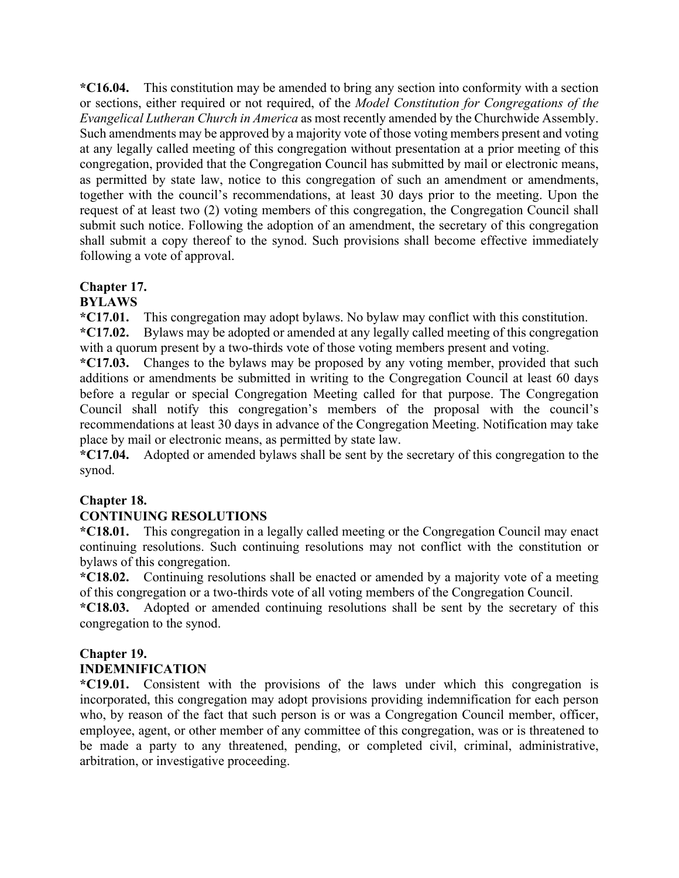**\*C16.04.** This constitution may be amended to bring any section into conformity with a section or sections, either required or not required, of the *Model Constitution for Congregations of the Evangelical Lutheran Church in America* as most recently amended by the Churchwide Assembly. Such amendments may be approved by a majority vote of those voting members present and voting at any legally called meeting of this congregation without presentation at a prior meeting of this congregation, provided that the Congregation Council has submitted by mail or electronic means, as permitted by state law, notice to this congregation of such an amendment or amendments, together with the council's recommendations, at least 30 days prior to the meeting. Upon the request of at least two (2) voting members of this congregation, the Congregation Council shall submit such notice. Following the adoption of an amendment, the secretary of this congregation shall submit a copy thereof to the synod. Such provisions shall become effective immediately following a vote of approval.

## Chapter 17.
## BYLAWS

**\*C17.01.** This congregation may adopt bylaws. No bylaw may conflict with this constitution.

**\*C17.02.** Bylaws may be adopted or amended at any legally called meeting of this congregation with a quorum present by a two-thirds vote of those voting members present and voting.

**\*C17.03.** Changes to the bylaws may be proposed by any voting member, provided that such additions or amendments be submitted in writing to the Congregation Council at least 60 days before a regular or special Congregation Meeting called for that purpose. The Congregation Council shall notify this congregation's members of the proposal with the council's recommendations at least 30 days in advance of the Congregation Meeting. Notification may take place by mail or electronic means, as permitted by state law.

**\*C17.04.** Adopted or amended bylaws shall be sent by the secretary of this congregation to the synod.

## Chapter 18.
## CONTINUING RESOLUTIONS

**\*C18.01.** This congregation in a legally called meeting or the Congregation Council may enact continuing resolutions. Such continuing resolutions may not conflict with the constitution or bylaws of this congregation.

**\*C18.02.** Continuing resolutions shall be enacted or amended by a majority vote of a meeting of this congregation or a two-thirds vote of all voting members of the Congregation Council.

**\*C18.03.** Adopted or amended continuing resolutions shall be sent by the secretary of this congregation to the synod.

## Chapter 19.
## INDEMNIFICATION

**\*C19.01.** Consistent with the provisions of the laws under which this congregation is incorporated, this congregation may adopt provisions providing indemnification for each person who, by reason of the fact that such person is or was a Congregation Council member, officer, employee, agent, or other member of any committee of this congregation, was or is threatened to be made a party to any threatened, pending, or completed civil, criminal, administrative, arbitration, or investigative proceeding.